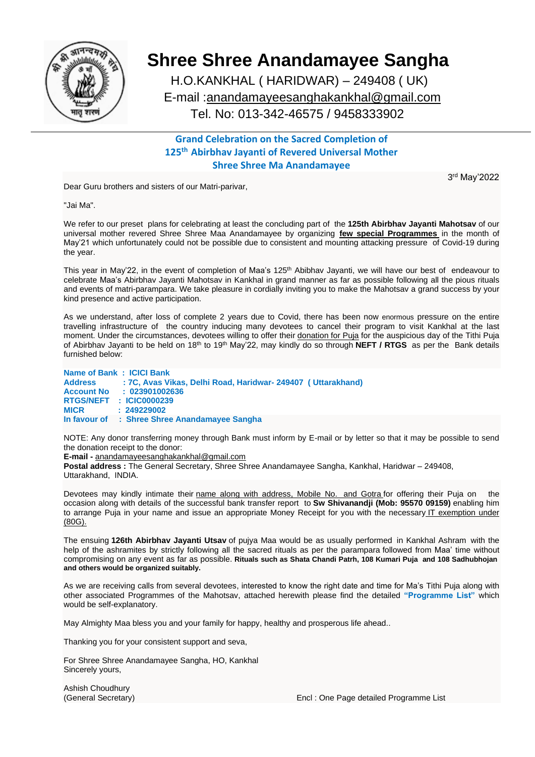# Shree Shree Anandamayee Sangha

H.O.KANKHAL ( HARIDWAR) – 249408 ( UK)
E-mail :anandamayeesanghakankhal@gmail.com
Tel. No: 013-342-46575 / 9458333902

## Grand Celebration on the Sacred Completion of 125th Abirbhav Jayanti of Revered Universal Mother Shree Shree Ma Anandamayee

3rd May'2022

Dear Guru brothers and sisters of our Matri-parivar,

"Jai Ma".

We refer to our preset plans for celebrating at least the concluding part of the **125th Abirbhav Jayanti Mahotsav** of our universal mother revered Shree Shree Maa Anandamayee by organizing **few special Programmes** in the month of May'21 which unfortunately could not be possible due to consistent and mounting attacking pressure of Covid-19 during the year.

This year in May'22, in the event of completion of Maa's 125th Abibhav Jayanti, we will have our best of endeavour to celebrate Maa's Abirbhav Jayanti Mahotsav in Kankhal in grand manner as far as possible following all the pious rituals and events of matri-parampara. We take pleasure in cordially inviting you to make the Mahotsav a grand success by your kind presence and active participation.

As we understand, after loss of complete 2 years due to Covid, there has been now enormous pressure on the entire travelling infrastructure of the country inducing many devotees to cancel their program to visit Kankhal at the last moment. Under the circumstances, devotees willing to offer their donation for Puja for the auspicious day of the Tithi Puja of Abirbhav Jayanti to be held on 18th to 19th May'22, may kindly do so through **NEFT / RTGS** as per the Bank details furnished below:

**Name of Bank : ICICI Bank**
**Address : 7C, Avas Vikas, Delhi Road, Haridwar- 249407 ( Uttarakhand)**
**Account No : 023901002636**
**RTGS/NEFT : ICIC0000239**
**MICR : 249229002**
**In favour of : Shree Shree Anandamayee Sangha**

NOTE: Any donor transferring money through Bank must inform by E-mail or by letter so that it may be possible to send the donation receipt to the donor:
**E-mail -** anandamayeesanghakankhal@gmail.com
**Postal address :** The General Secretary, Shree Shree Anandamayee Sangha, Kankhal, Haridwar – 249408, Uttarakhand, INDIA.

Devotees may kindly intimate their name along with address, Mobile No. and Gotra for offering their Puja on the occasion along with details of the successful bank transfer report to **Sw Shivanandji (Mob: 95570 09159)** enabling him to arrange Puja in your name and issue an appropriate Money Receipt for you with the necessary IT exemption under (80G).

The ensuing **126th Abirbhav Jayanti Utsav** of pujya Maa would be as usually performed in Kankhal Ashram with the help of the ashramites by strictly following all the sacred rituals as per the parampara followed from Maa' time without compromising on any event as far as possible. **Rituals such as Shata Chandi Patrh, 108 Kumari Puja and 108 Sadhubhojan and others would be organized suitably.**

As we are receiving calls from several devotees, interested to know the right date and time for Ma's Tithi Puja along with other associated Programmes of the Mahotsav, attached herewith please find the detailed **"Programme List"** which would be self-explanatory.

May Almighty Maa bless you and your family for happy, healthy and prosperous life ahead..

Thanking you for your consistent support and seva,

For Shree Shree Anandamayee Sangha, HO, Kankhal
Sincerely yours,

Ashish Choudhury
(General Secretary)

Encl : One Page detailed Programme List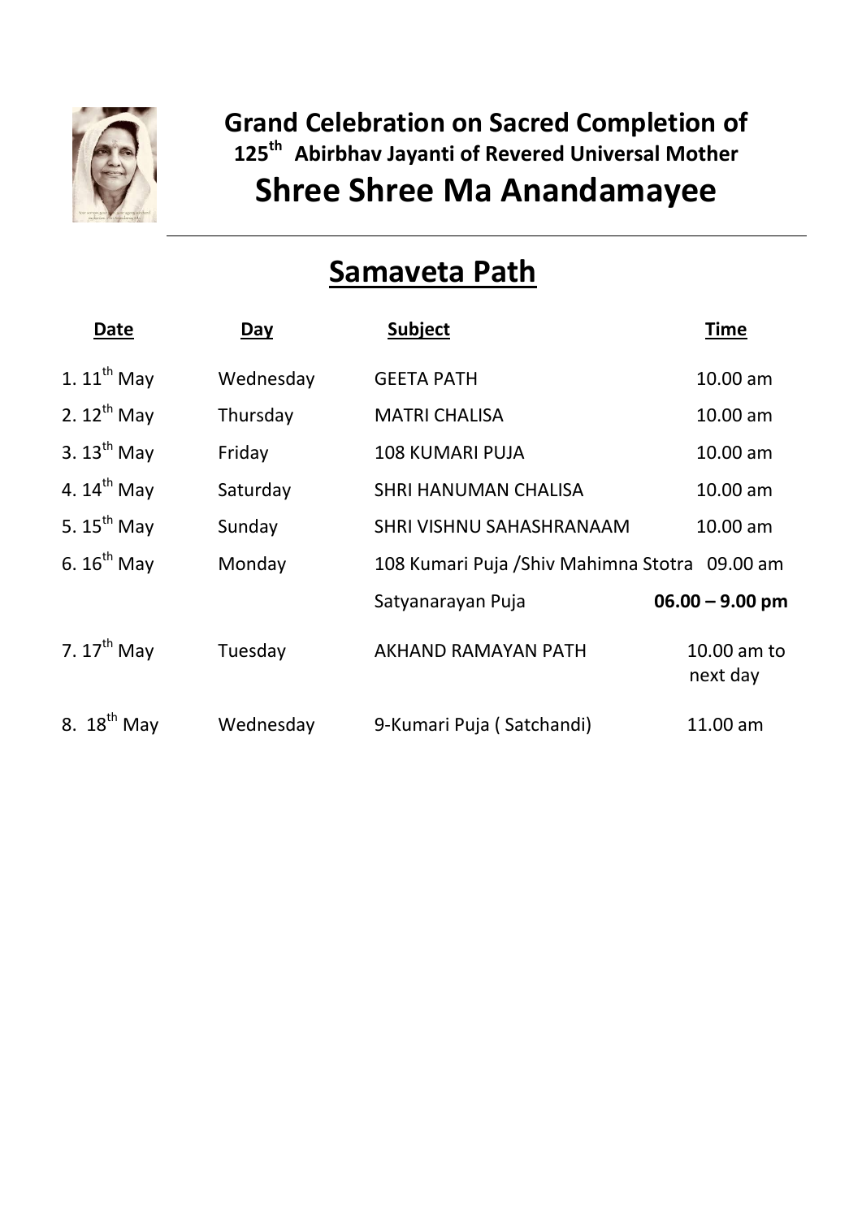## Grand Celebration on Sacred Completion of
### 125th Abirbhav Jayanti of Revered Universal Mother
# Shree Shree Ma Anandamayee

---

## Samaveta Path

| Date | Day | Subject | Time |
|---|---|---|---|
| 1. 11th May | Wednesday | GEETA PATH | 10.00 am |
| 2. 12th May | Thursday | MATRI CHALISA | 10.00 am |
| 3. 13th May | Friday | 108 KUMARI PUJA | 10.00 am |
| 4. 14th May | Saturday | SHRI HANUMAN CHALISA | 10.00 am |
| 5. 15th May | Sunday | SHRI VISHNU SAHASHRANAAM | 10.00 am |
| 6. 16th May | Monday | 108 Kumari Puja /Shiv Mahimna Stotra | 09.00 am |
| | | Satyanarayan Puja | **06.00 – 9.00 pm** |
| 7. 17th May | Tuesday | AKHAND RAMAYAN PATH | 10.00 am to next day |
| 8. 18th May | Wednesday | 9-Kumari Puja ( Satchandi) | 11.00 am |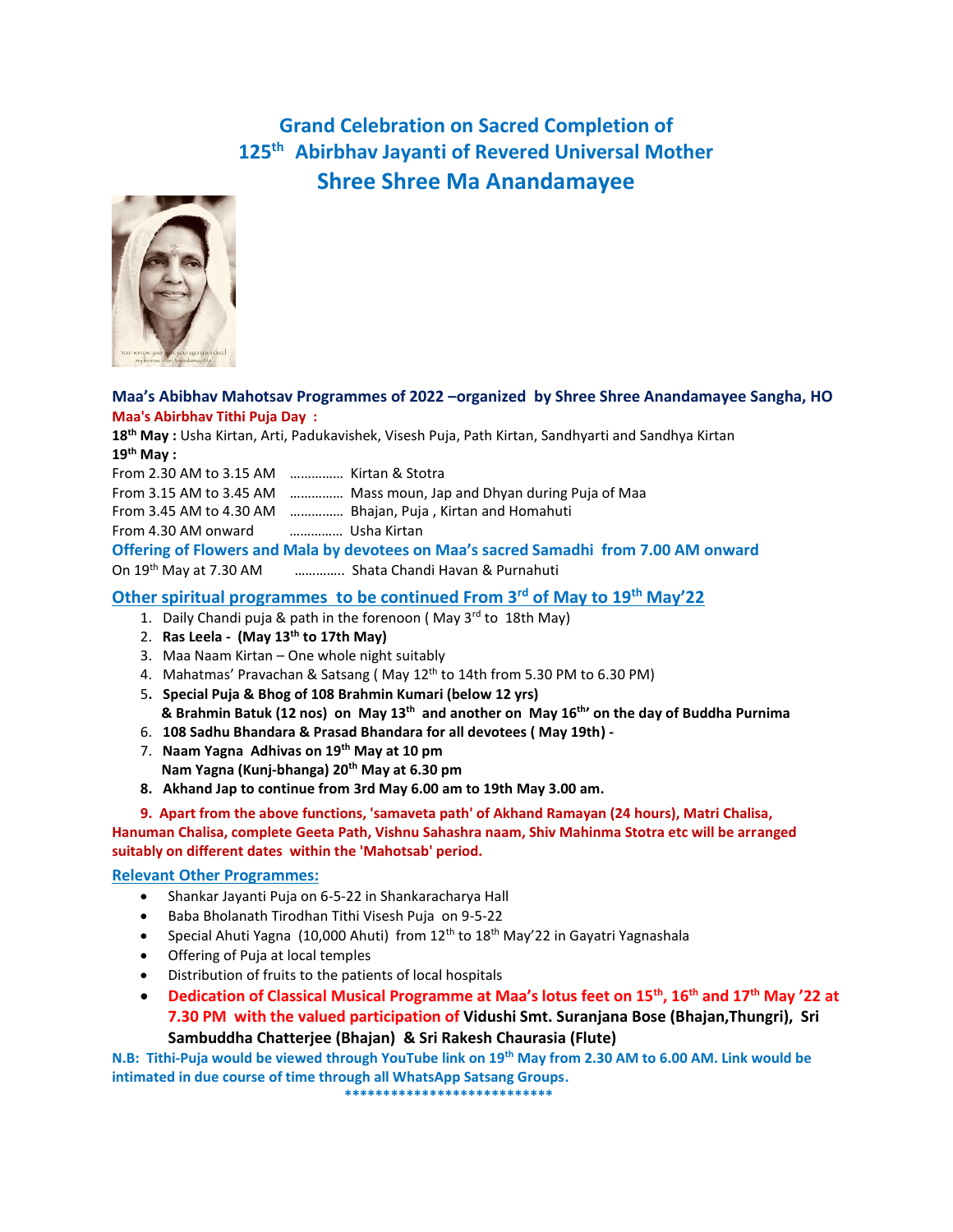# Grand Celebration on Sacred Completion of 125th Abirbhav Jayanti of Revered Universal Mother

## Shree Shree Ma Anandamayee

**Maa's Abibhav Mahotsav Programmes of 2022 –organized by Shree Shree Anandamayee Sangha, HO**

**Maa's Abirbhav Tithi Puja Day :**

**18th May :** Usha Kirtan, Arti, Padukavishek, Visesh Puja, Path Kirtan, Sandhyarti and Sandhya Kirtan

**19th May :**

From 2.30 AM to 3.15 AM …………… Kirtan & Stotra

From 3.15 AM to 3.45 AM …………… Mass moun, Jap and Dhyan during Puja of Maa

From 3.45 AM to 4.30 AM …………… Bhajan, Puja , Kirtan and Homahuti

From 4.30 AM onward …………… Usha Kirtan

**Offering of Flowers and Mala by devotees on Maa's sacred Samadhi from 7.00 AM onward**

On 19th May at 7.30 AM ………….. Shata Chandi Havan & Purnahuti

### Other spiritual programmes to be continued From 3rd of May to 19th May'22

1. Daily Chandi puja & path in the forenoon ( May 3rd to 18th May)
2. **Ras Leela - (May 13th to 17th May)**
3. Maa Naam Kirtan – One whole night suitably
4. Mahatmas' Pravachan & Satsang ( May 12th to 14th from 5.30 PM to 6.30 PM)
5. **Special Puja & Bhog of 108 Brahmin Kumari (below 12 yrs) & Brahmin Batuk (12 nos) on May 13th and another on May 16th' on the day of Buddha Purnima**
6. **108 Sadhu Bhandara & Prasad Bhandara for all devotees ( May 19th) -**
7. **Naam Yagna Adhivas on 19th May at 10 pm**
   **Nam Yagna (Kunj-bhanga) 20th May at 6.30 pm**
8. **Akhand Jap to continue from 3rd May 6.00 am to 19th May 3.00 am.**
9. **Apart from the above functions, 'samaveta path' of Akhand Ramayan (24 hours), Matri Chalisa, Hanuman Chalisa, complete Geeta Path, Vishnu Sahashra naam, Shiv Mahinma Stotra etc will be arranged suitably on different dates within the 'Mahotsab' period.**

### Relevant Other Programmes:

- Shankar Jayanti Puja on 6-5-22 in Shankaracharya Hall
- Baba Bholanath Tirodhan Tithi Visesh Puja on 9-5-22
- Special Ahuti Yagna (10,000 Ahuti) from 12th to 18th May'22 in Gayatri Yagnashala
- Offering of Puja at local temples
- Distribution of fruits to the patients of local hospitals
- **Dedication of Classical Musical Programme at Maa's lotus feet on 15th, 16th and 17th May '22 at 7.30 PM with the valued participation of Vidushi Smt. Suranjana Bose (Bhajan,Thungri), Sri Sambuddha Chatterjee (Bhajan) & Sri Rakesh Chaurasia (Flute)**

**N.B: Tithi-Puja would be viewed through YouTube link on 19th May from 2.30 AM to 6.00 AM. Link would be intimated in due course of time through all WhatsApp Satsang Groups.**

***************************